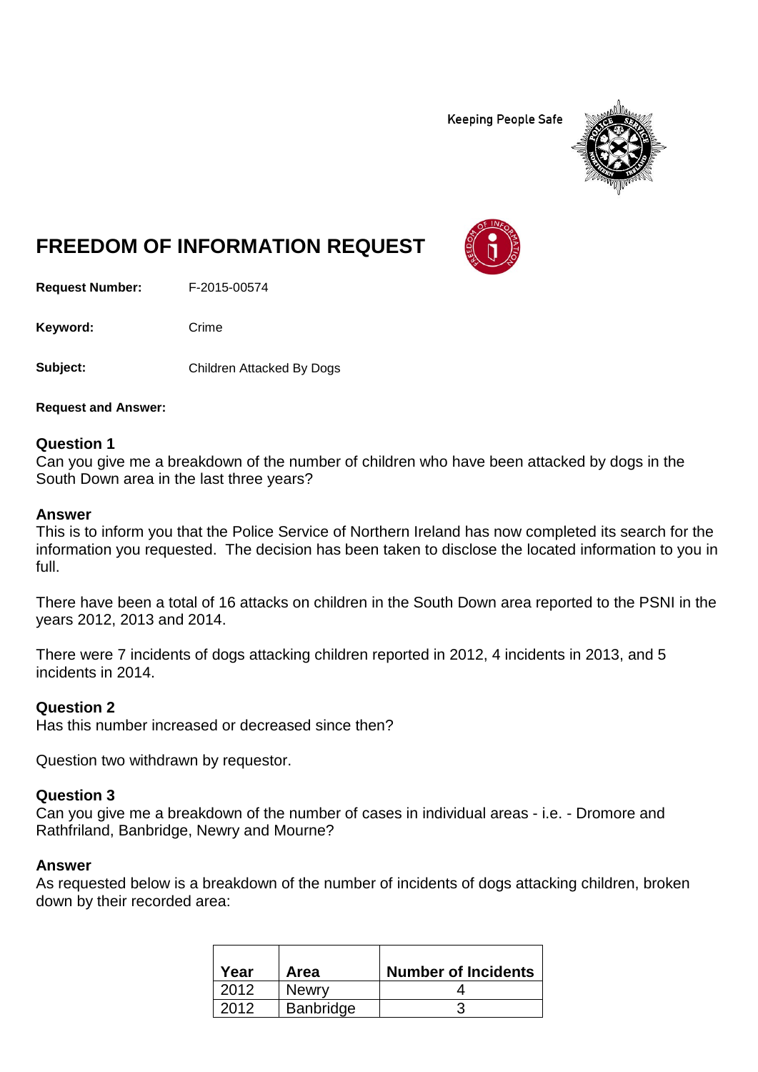Keeping People Safe

# FREEDOM OF INFORMATION REQUEST

**Request Number:** F-2015-00574

**Keyword:** Crime

**Subject:** Children Attacked By Dogs

**Request and Answer:**

### Question 1

Can you give me a breakdown of the number of children who have been attacked by dogs in the South Down area in the last three years?

### Answer

This is to inform you that the Police Service of Northern Ireland has now completed its search for the information you requested. The decision has been taken to disclose the located information to you in full.

There have been a total of 16 attacks on children in the South Down area reported to the PSNI in the years 2012, 2013 and 2014.

There were 7 incidents of dogs attacking children reported in 2012, 4 incidents in 2013, and 5 incidents in 2014.

### Question 2

Has this number increased or decreased since then?

Question two withdrawn by requestor.

### Question 3

Can you give me a breakdown of the number of cases in individual areas - i.e. - Dromore and Rathfriland, Banbridge, Newry and Mourne?

### Answer

As requested below is a breakdown of the number of incidents of dogs attacking children, broken down by their recorded area:

| Year | Area | Number of Incidents |
|---|---|---|
| 2012 | Newry | 4 |
| 2012 | Banbridge | 3 |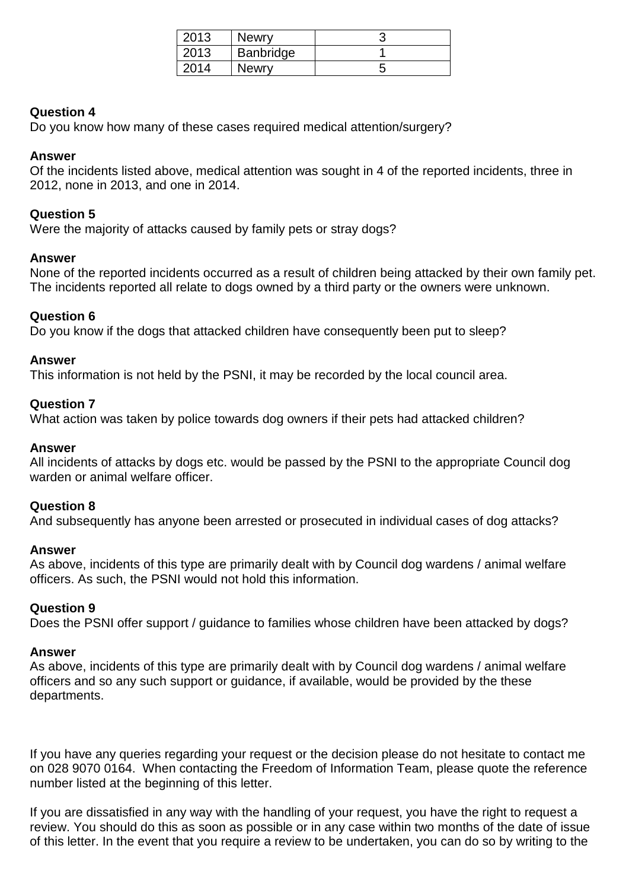| 2013 | Newry | 3 |
|---|---|---|
| 2013 | Banbridge | 1 |
| 2014 | Newry | 5 |

**Question 4**
Do you know how many of these cases required medical attention/surgery?

**Answer**
Of the incidents listed above, medical attention was sought in 4 of the reported incidents, three in 2012, none in 2013, and one in 2014.

**Question 5**
Were the majority of attacks caused by family pets or stray dogs?

**Answer**
None of the reported incidents occurred as a result of children being attacked by their own family pet. The incidents reported all relate to dogs owned by a third party or the owners were unknown.

**Question 6**
Do you know if the dogs that attacked children have consequently been put to sleep?

**Answer**
This information is not held by the PSNI, it may be recorded by the local council area.

**Question 7**
What action was taken by police towards dog owners if their pets had attacked children?

**Answer**
All incidents of attacks by dogs etc. would be passed by the PSNI to the appropriate Council dog warden or animal welfare officer.

**Question 8**
And subsequently has anyone been arrested or prosecuted in individual cases of dog attacks?

**Answer**
As above, incidents of this type are primarily dealt with by Council dog wardens / animal welfare officers. As such, the PSNI would not hold this information.

**Question 9**
Does the PSNI offer support / guidance to families whose children have been attacked by dogs?

**Answer**
As above, incidents of this type are primarily dealt with by Council dog wardens / animal welfare officers and so any such support or guidance, if available, would be provided by the these departments.

If you have any queries regarding your request or the decision please do not hesitate to contact me on 028 9070 0164. When contacting the Freedom of Information Team, please quote the reference number listed at the beginning of this letter.

If you are dissatisfied in any way with the handling of your request, you have the right to request a review. You should do this as soon as possible or in any case within two months of the date of issue of this letter. In the event that you require a review to be undertaken, you can do so by writing to the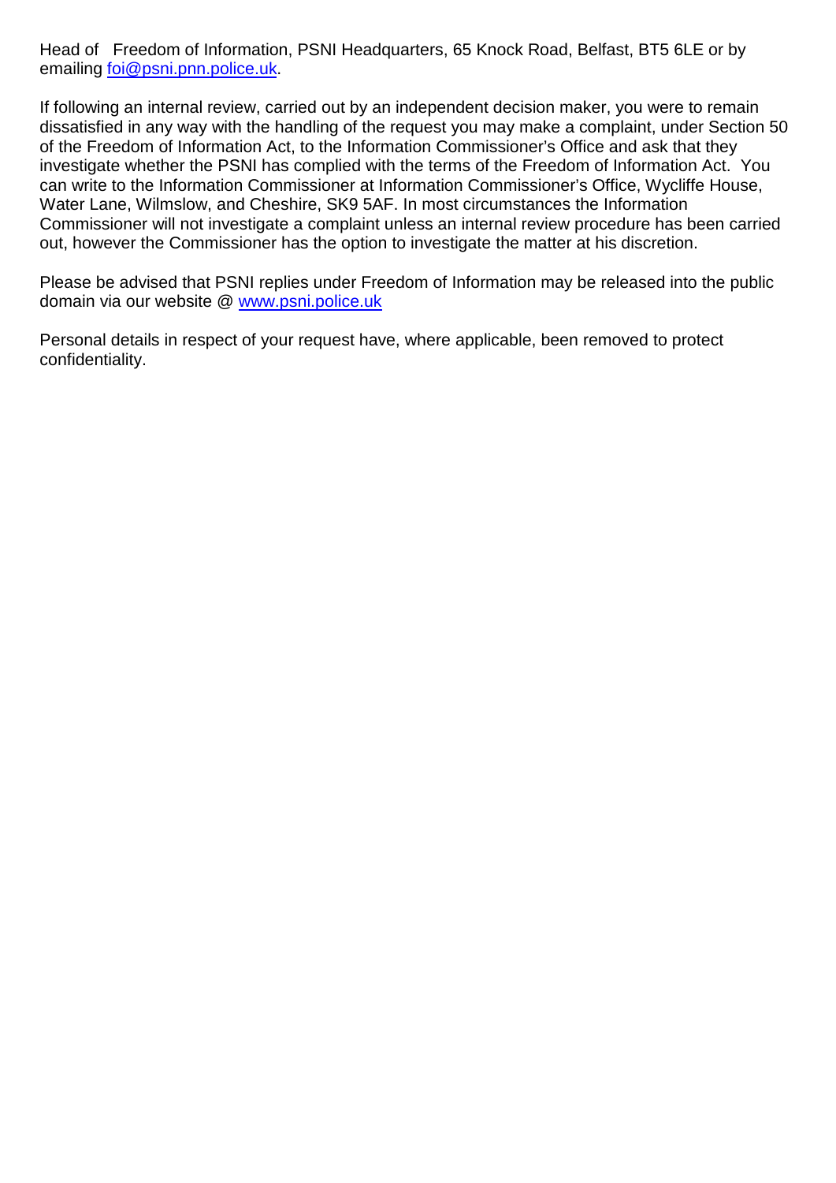Head of Freedom of Information, PSNI Headquarters, 65 Knock Road, Belfast, BT5 6LE or by emailing foi@psni.pnn.police.uk.

If following an internal review, carried out by an independent decision maker, you were to remain dissatisfied in any way with the handling of the request you may make a complaint, under Section 50 of the Freedom of Information Act, to the Information Commissioner's Office and ask that they investigate whether the PSNI has complied with the terms of the Freedom of Information Act. You can write to the Information Commissioner at Information Commissioner's Office, Wycliffe House, Water Lane, Wilmslow, and Cheshire, SK9 5AF. In most circumstances the Information Commissioner will not investigate a complaint unless an internal review procedure has been carried out, however the Commissioner has the option to investigate the matter at his discretion.

Please be advised that PSNI replies under Freedom of Information may be released into the public domain via our website @ www.psni.police.uk

Personal details in respect of your request have, where applicable, been removed to protect confidentiality.